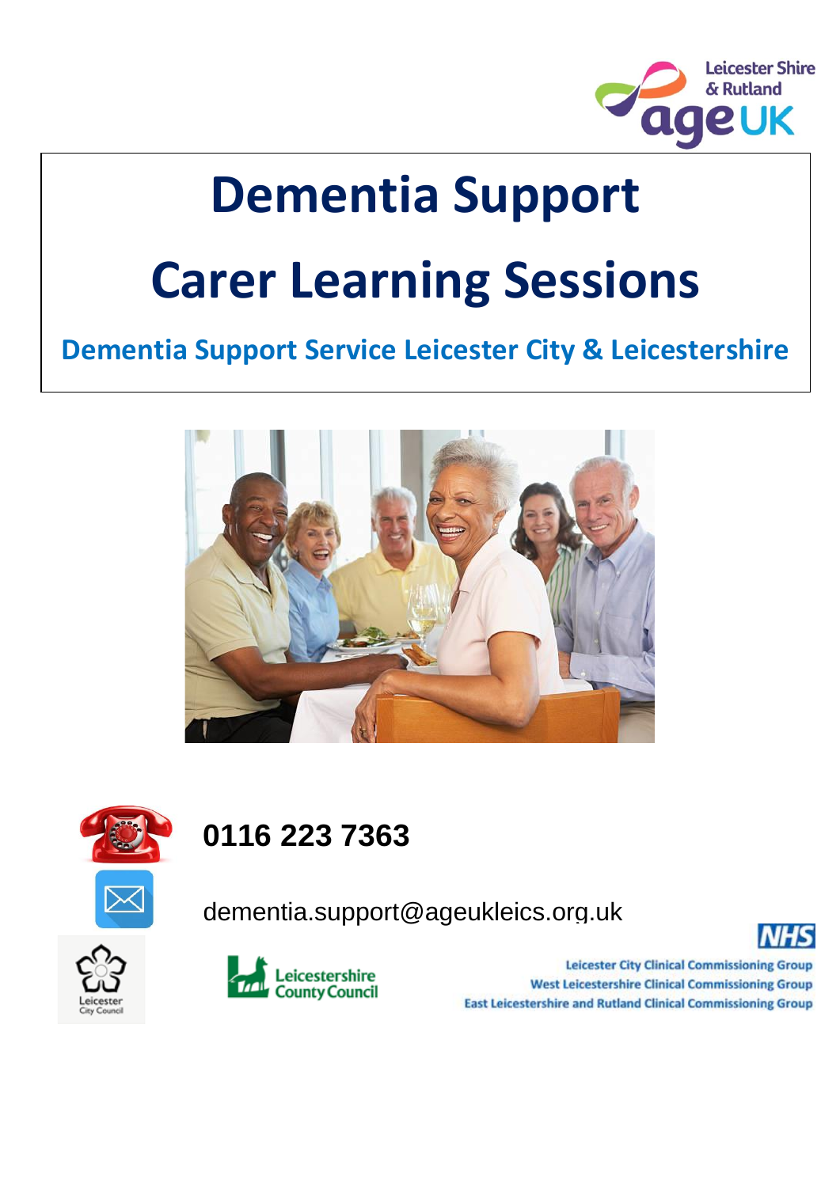Leicester Shire & Rutland ageUK

# Dementia Support

# Carer Learning Sessions

## Dementia Support Service Leicester City & Leicestershire

**0116 223 7363**

dementia.support@ageukleics.org.uk

Leicester City Council

Leicestershire County Council

NHS

Leicester City Clinical Commissioning Group
West Leicestershire Clinical Commissioning Group
East Leicestershire and Rutland Clinical Commissioning Group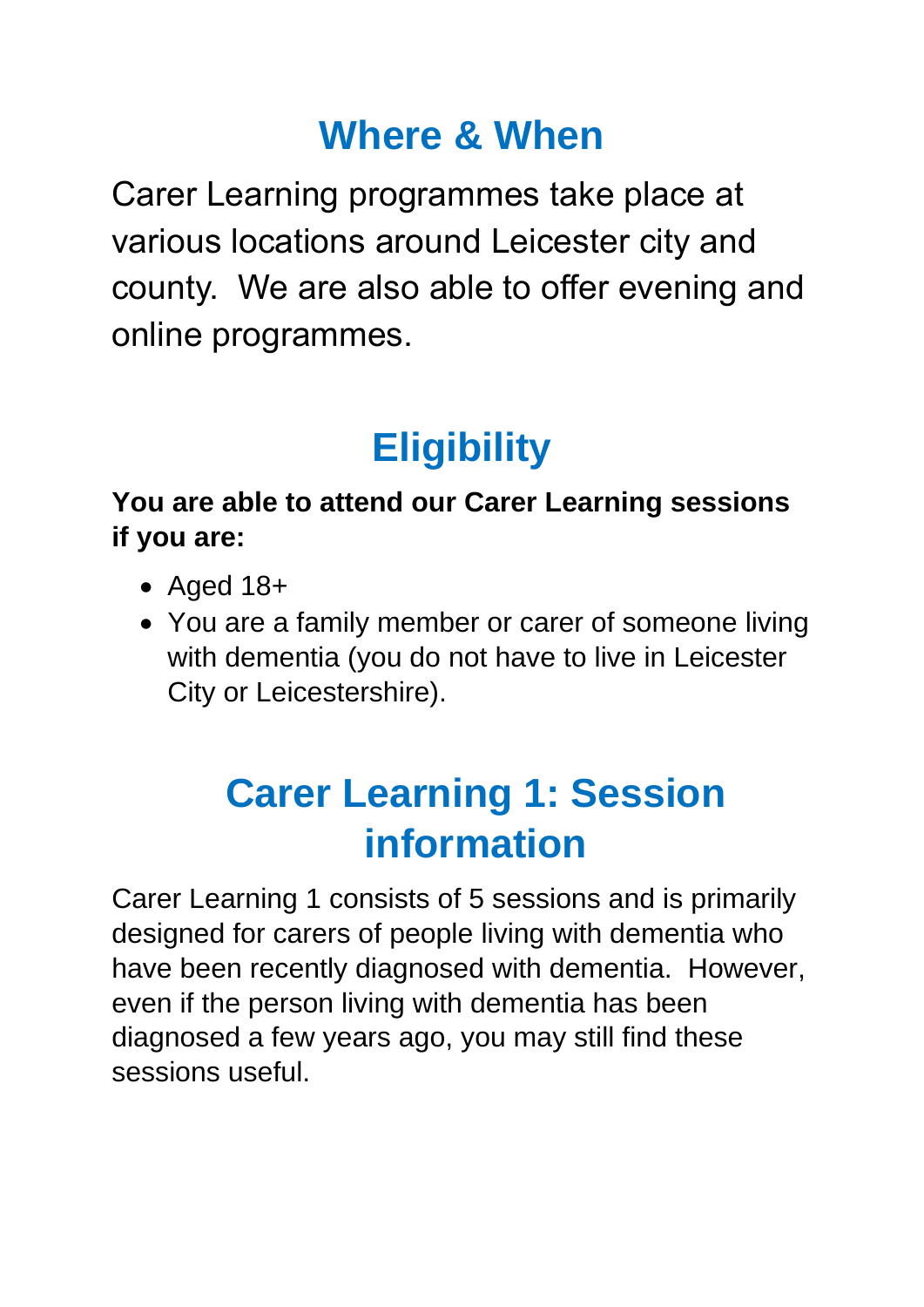## Where & When

Carer Learning programmes take place at various locations around Leicester city and county.  We are also able to offer evening and online programmes.

## Eligibility

**You are able to attend our Carer Learning sessions if you are:**

- Aged 18+
- You are a family member or carer of someone living with dementia (you do not have to live in Leicester City or Leicestershire).

## Carer Learning 1: Session information

Carer Learning 1 consists of 5 sessions and is primarily designed for carers of people living with dementia who have been recently diagnosed with dementia.  However, even if the person living with dementia has been diagnosed a few years ago, you may still find these sessions useful.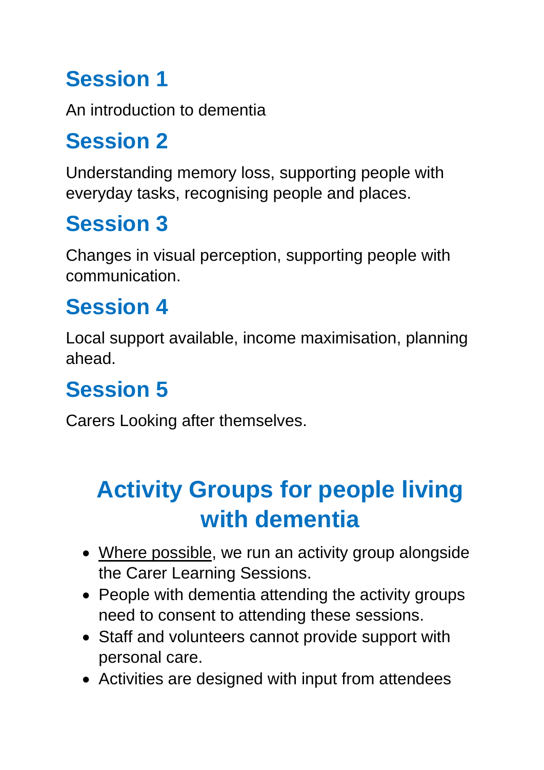## Session 1

An introduction to dementia

## Session 2

Understanding memory loss, supporting people with everyday tasks, recognising people and places.

## Session 3

Changes in visual perception, supporting people with communication.

## Session 4

Local support available, income maximisation, planning ahead.

## Session 5

Carers Looking after themselves.

# Activity Groups for people living with dementia

- <u>Where possible</u>, we run an activity group alongside the Carer Learning Sessions.
- People with dementia attending the activity groups need to consent to attending these sessions.
- Staff and volunteers cannot provide support with personal care.
- Activities are designed with input from attendees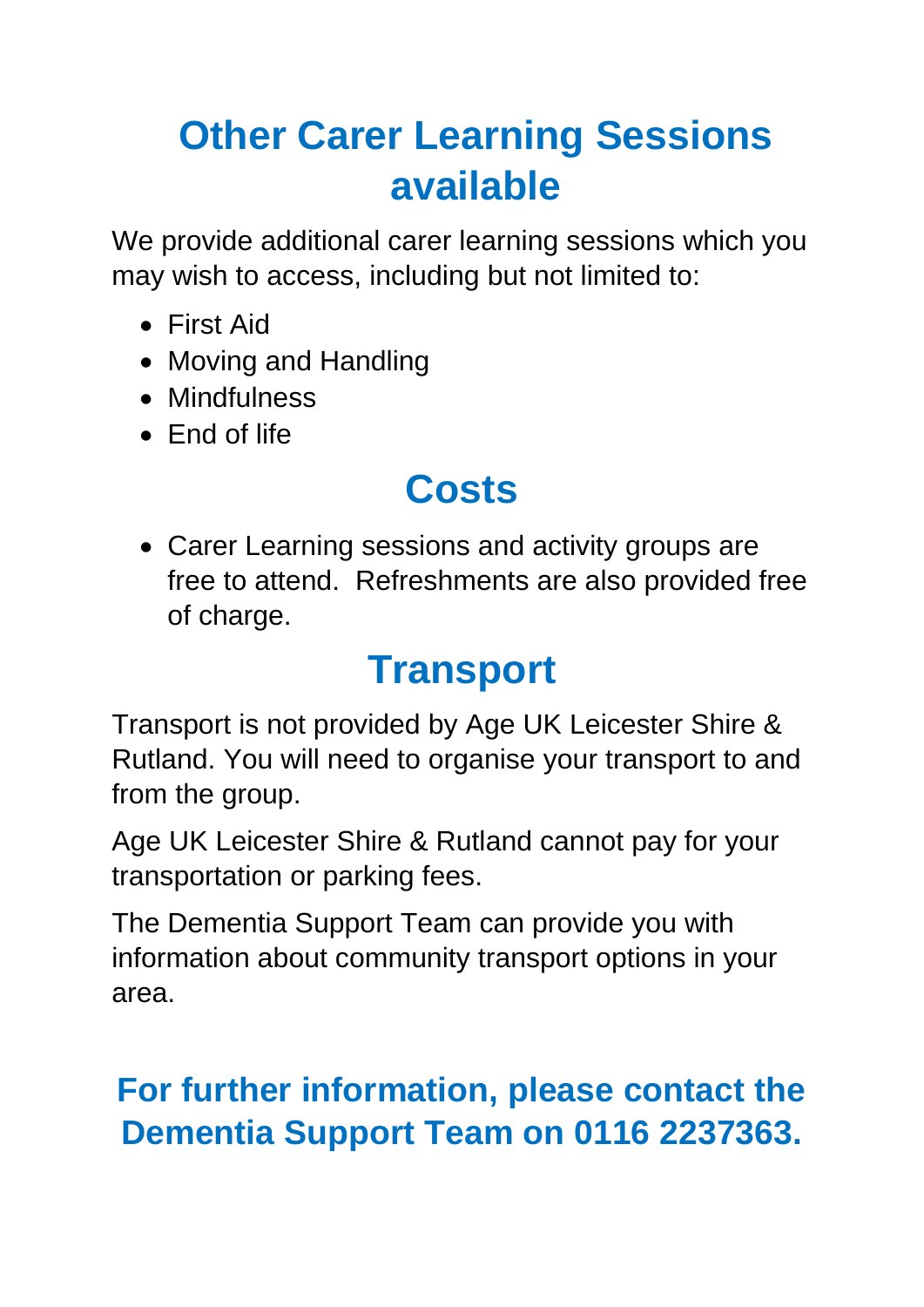# Other Carer Learning Sessions available

We provide additional carer learning sessions which you may wish to access, including but not limited to:

- First Aid
- Moving and Handling
- Mindfulness
- End of life

# Costs

- Carer Learning sessions and activity groups are free to attend. Refreshments are also provided free of charge.

# Transport

Transport is not provided by Age UK Leicester Shire & Rutland. You will need to organise your transport to and from the group.

Age UK Leicester Shire & Rutland cannot pay for your transportation or parking fees.

The Dementia Support Team can provide you with information about community transport options in your area.

**For further information, please contact the Dementia Support Team on 0116 2237363.**